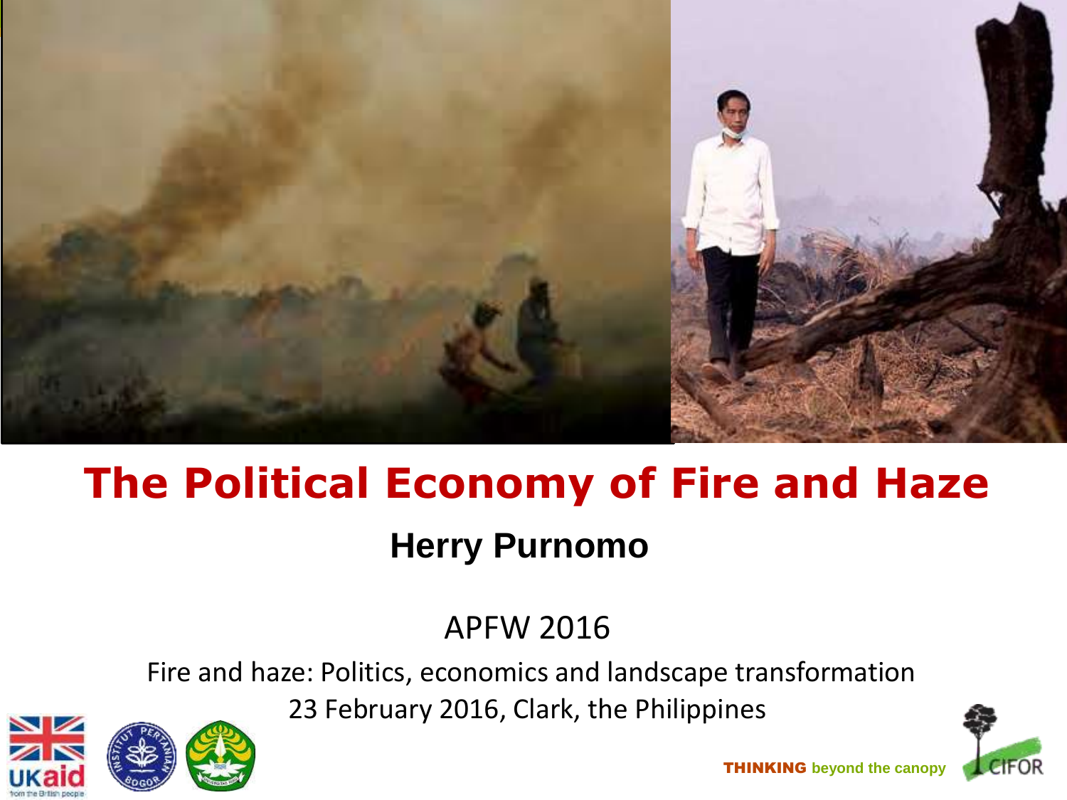# The Political Economy of Fire and Haze

**Herry Purnomo**

APFW 2016

Fire and haze: Politics, economics and landscape transformation

23 February 2016, Clark, the Philippines

**THINKING** beyond the canopy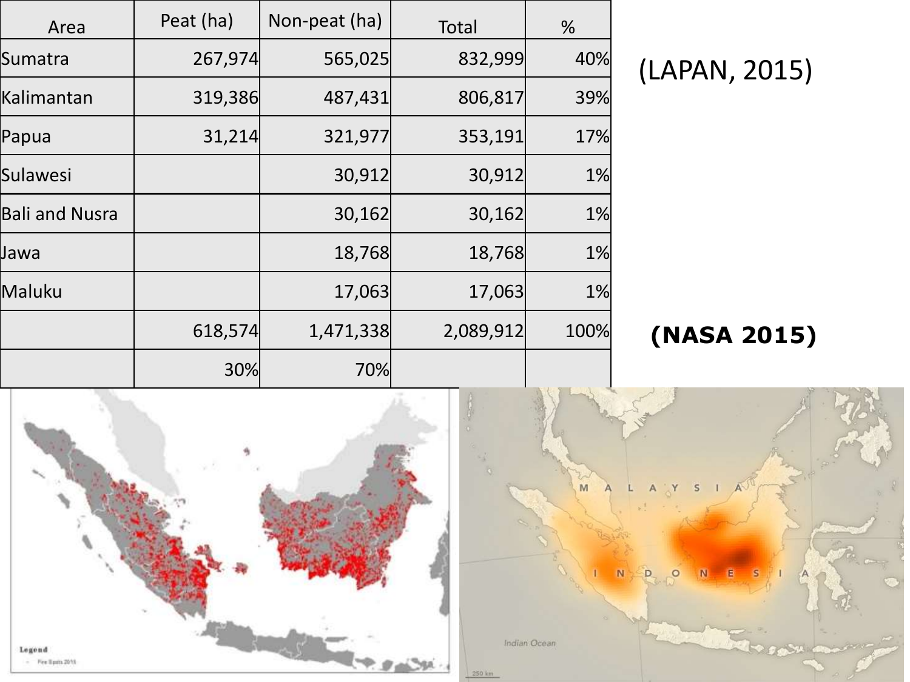| Area | Peat (ha) | Non-peat (ha) | Total | % |
|---|---|---|---|---|
| Sumatra | 267,974 | 565,025 | 832,999 | 40% |
| Kalimantan | 319,386 | 487,431 | 806,817 | 39% |
| Papua | 31,214 | 321,977 | 353,191 | 17% |
| Sulawesi | | 30,912 | 30,912 | 1% |
| Bali and Nusra | | 30,162 | 30,162 | 1% |
| Jawa | | 18,768 | 18,768 | 1% |
| Maluku | | 17,063 | 17,063 | 1% |
| | 618,574 | 1,471,338 | 2,089,912 | 100% |
| | 30% | 70% | | |

(LAPAN, 2015)

**(NASA 2015)**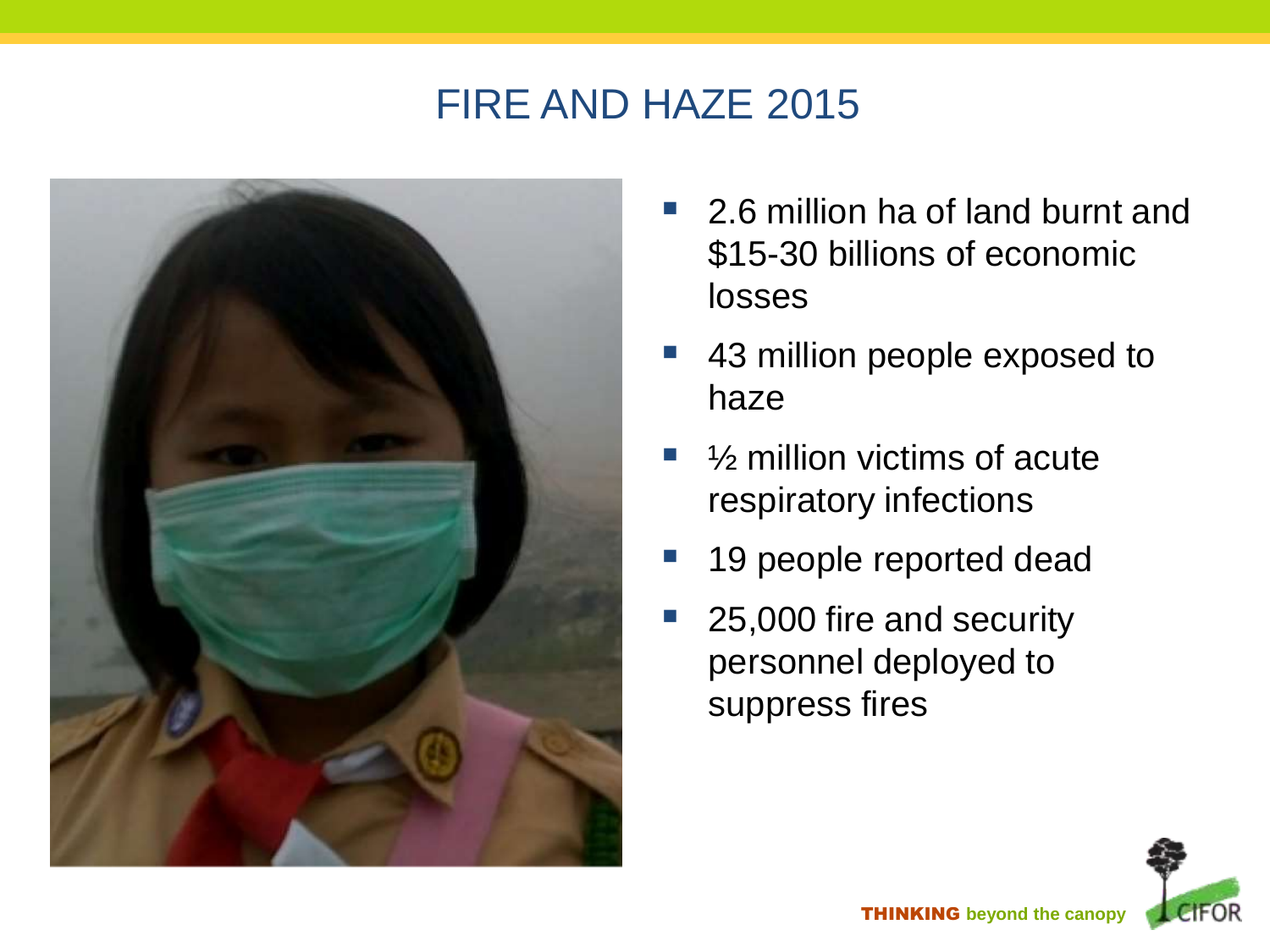# FIRE AND HAZE 2015

- 2.6 million ha of land burnt and $15-30 billions of economic losses
- 43 million people exposed to haze
- ½ million victims of acute respiratory infections
- 19 people reported dead
- 25,000 fire and security personnel deployed to suppress fires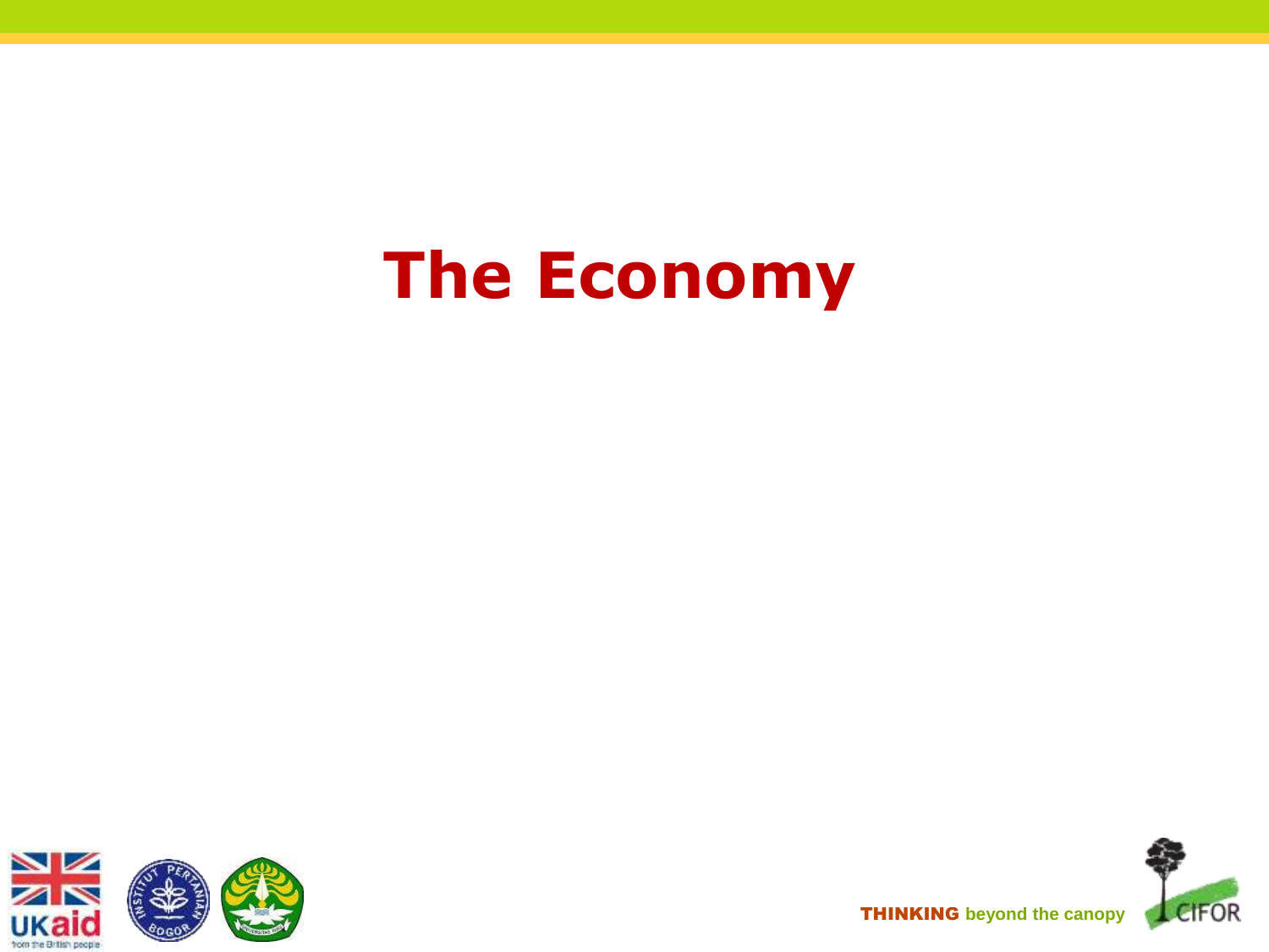# The Economy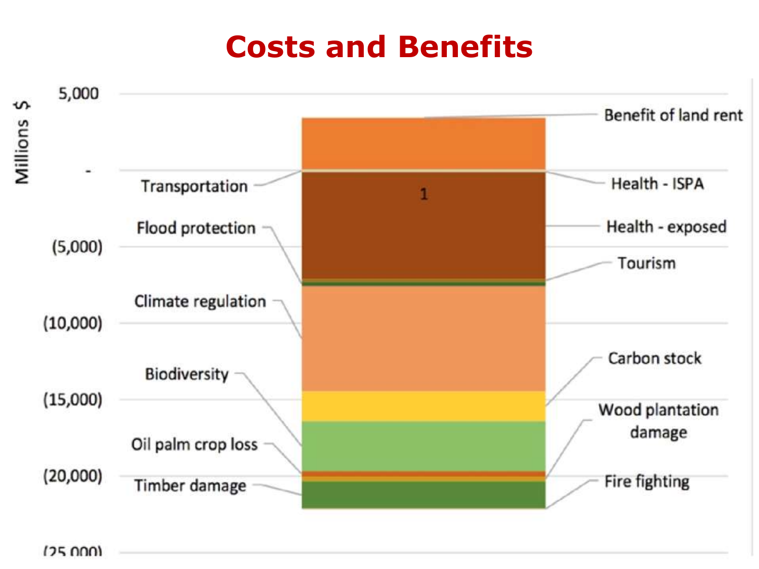# Costs and Benefits

Millions $

5,000

-

(5,000)

(10,000)

(15,000)

(20,000)

(25,000)

1

Benefit of land rent

Transportation

Health - ISPA

Flood protection

Health - exposed

Tourism

Climate regulation

Carbon stock

Biodiversity

Wood plantation damage

Oil palm crop loss

Fire fighting

Timber damage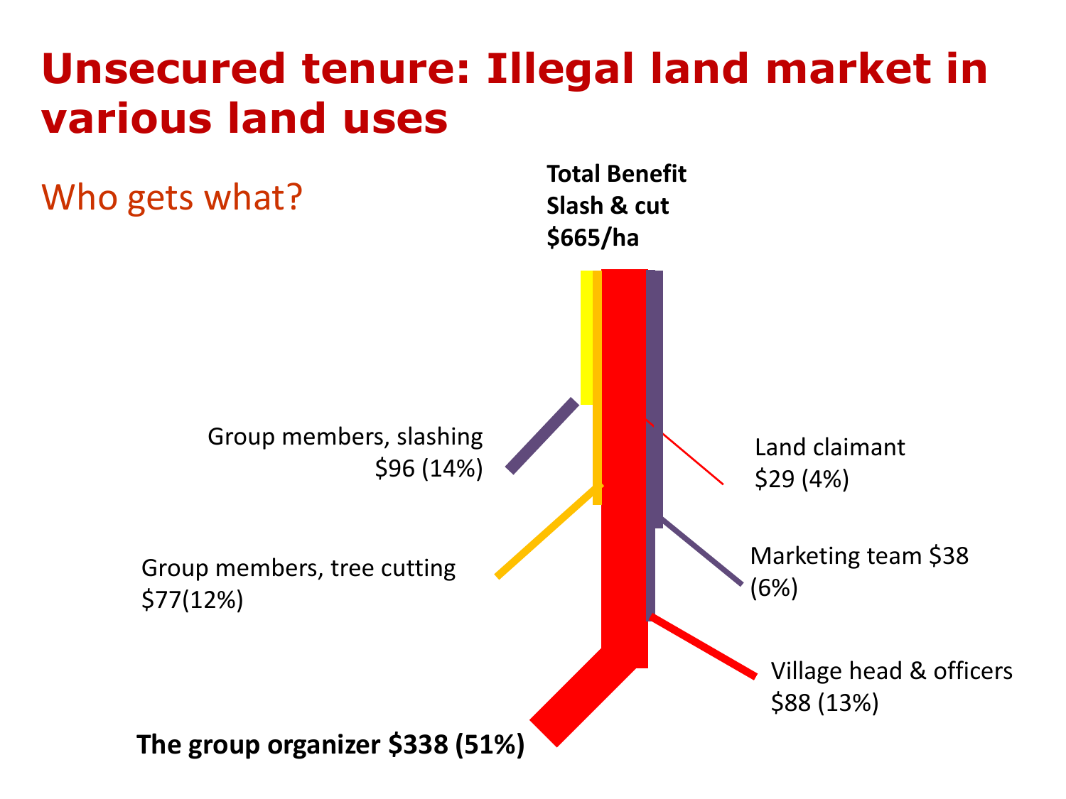# Unsecured tenure: Illegal land market in various land uses

## Who gets what?

**Total Benefit Slash & cut $665/ha**

Group members, slashing $96 (14%)

Group members, tree cutting $77(12%)

Land claimant $29 (4%)

Marketing team $38 (6%)

Village head & officers $88 (13%)

**The group organizer $338 (51%)**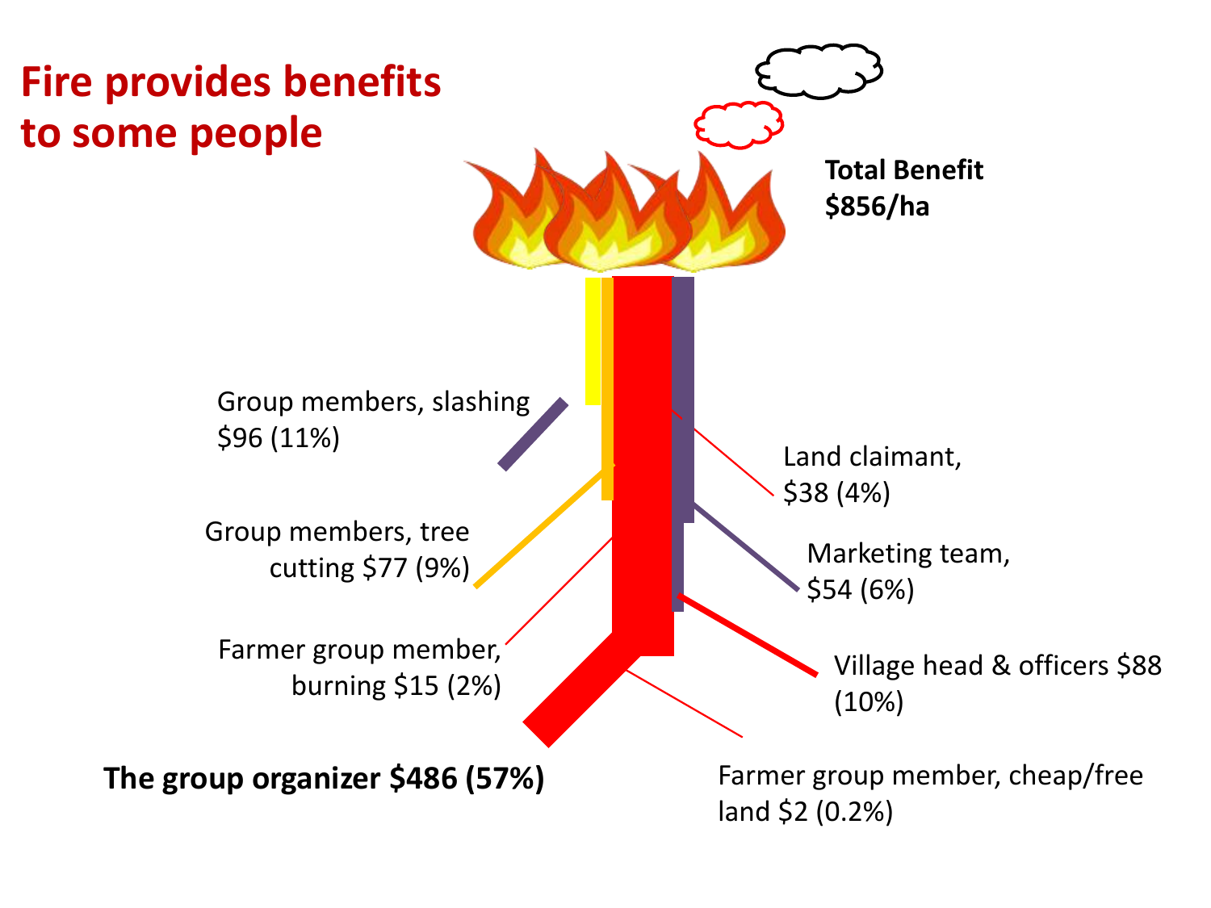# Fire provides benefits to some people

**Total Benefit $856/ha**

Group members, slashing $96 (11%)

Group members, tree cutting $77 (9%)

Farmer group member, burning $15 (2%)

**The group organizer $486 (57%)**

Land claimant, $38 (4%)

Marketing team, $54 (6%)

Village head & officers $88 (10%)

Farmer group member, cheap/free land $2 (0.2%)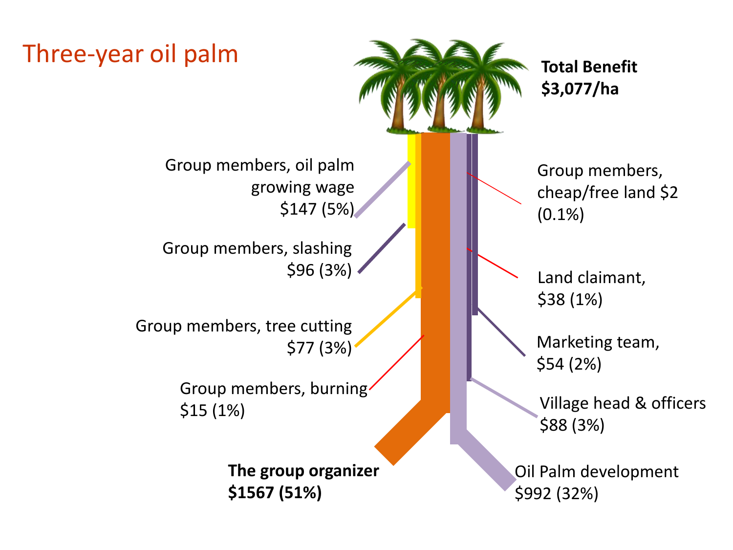# Three-year oil palm

**Total Benefit $3,077/ha**

Group members, oil palm growing wage $147 (5%)

Group members, slashing $96 (3%)

Group members, tree cutting $77 (3%)

Group members, burning $15 (1%)

**The group organizer $1567 (51%)**

Group members, cheap/free land $2 (0.1%)

Land claimant, $38 (1%)

Marketing team, $54 (2%)

Village head & officers $88 (3%)

Oil Palm development $992 (32%)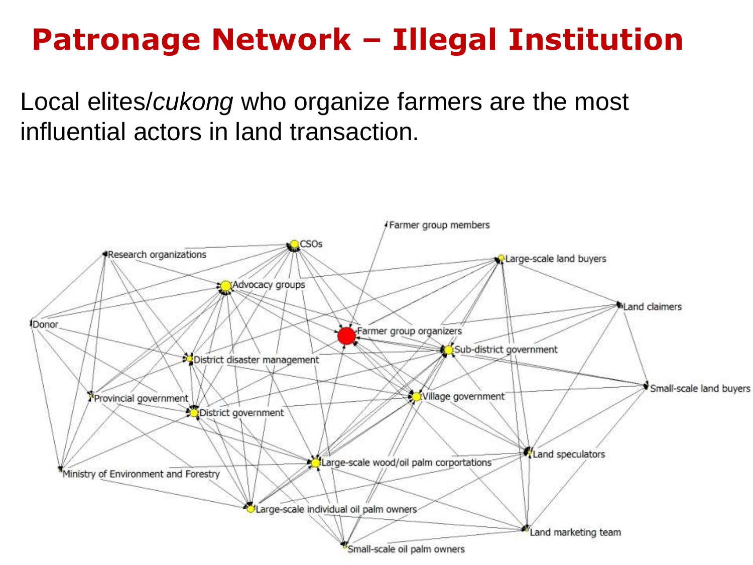# Patronage Network – Illegal Institution

Local elites/*cukong* who organize farmers are the most influential actors in land transaction.

Farmer group members

CSOs

Research organizations

Large-scale land buyers

Advocacy groups

Land claimers

Donor

Farmer group organizers

Sub-district government

District disaster management

Small-scale land buyers

Village government

Provincial government

District government

Land speculators

Large-scale wood/oil palm corportations

Ministry of Environment and Forestry

Large-scale individual oil palm owners

Land marketing team

Small-scale oil palm owners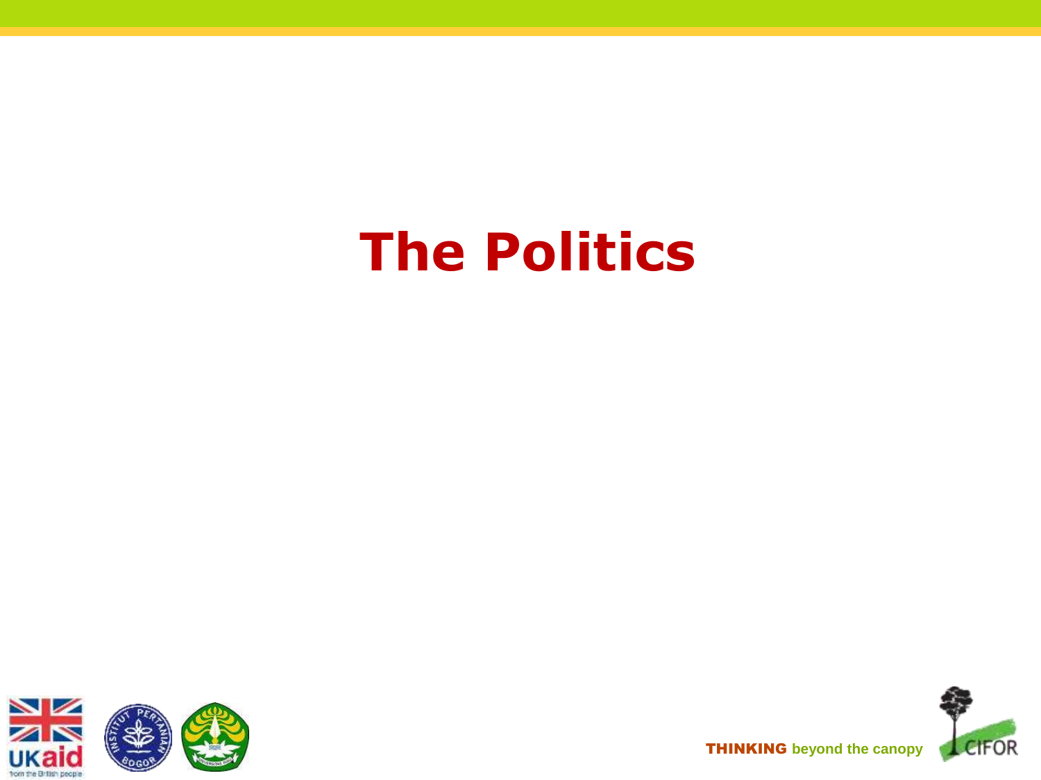# The Politics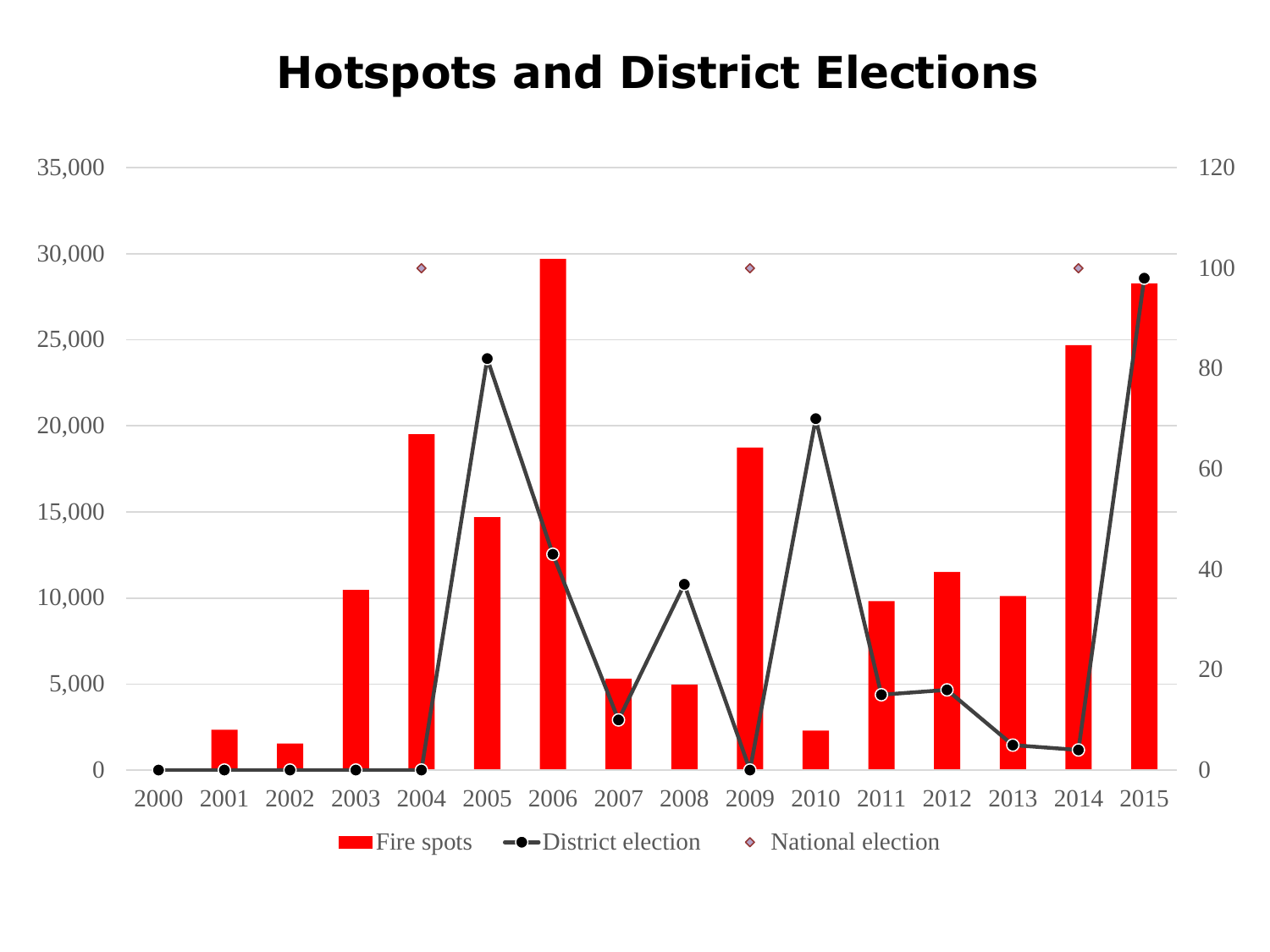# Hotspots and District Elections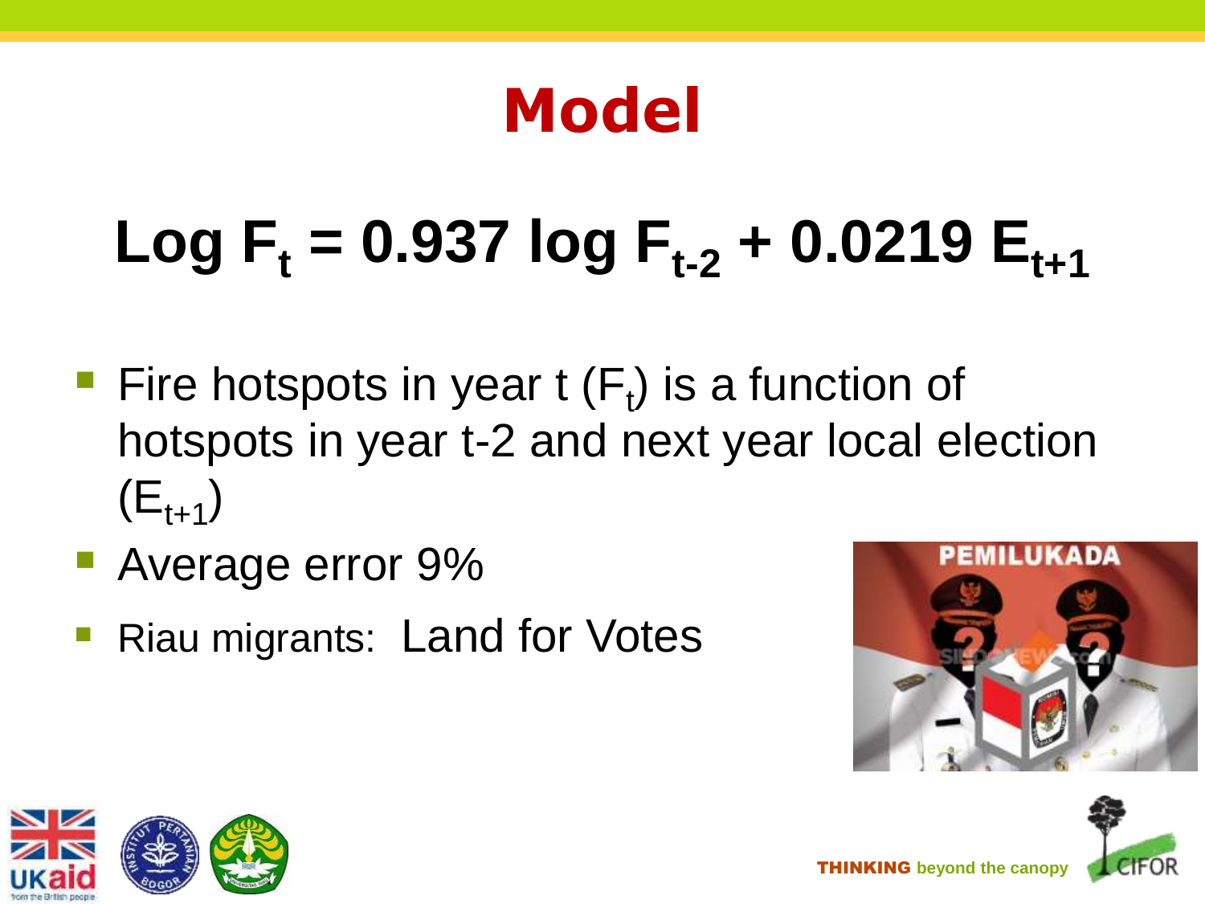# Model

$$\text{Log } F_t = 0.937 \log F_{t-2} + 0.0219\, E_{t+1}$$

- Fire hotspots in year t ($F_t$) is a function of hotspots in year t-2 and next year local election ($E_{t+1}$)
- Average error 9%
- Riau migrants: Land for Votes

THINKING beyond the canopy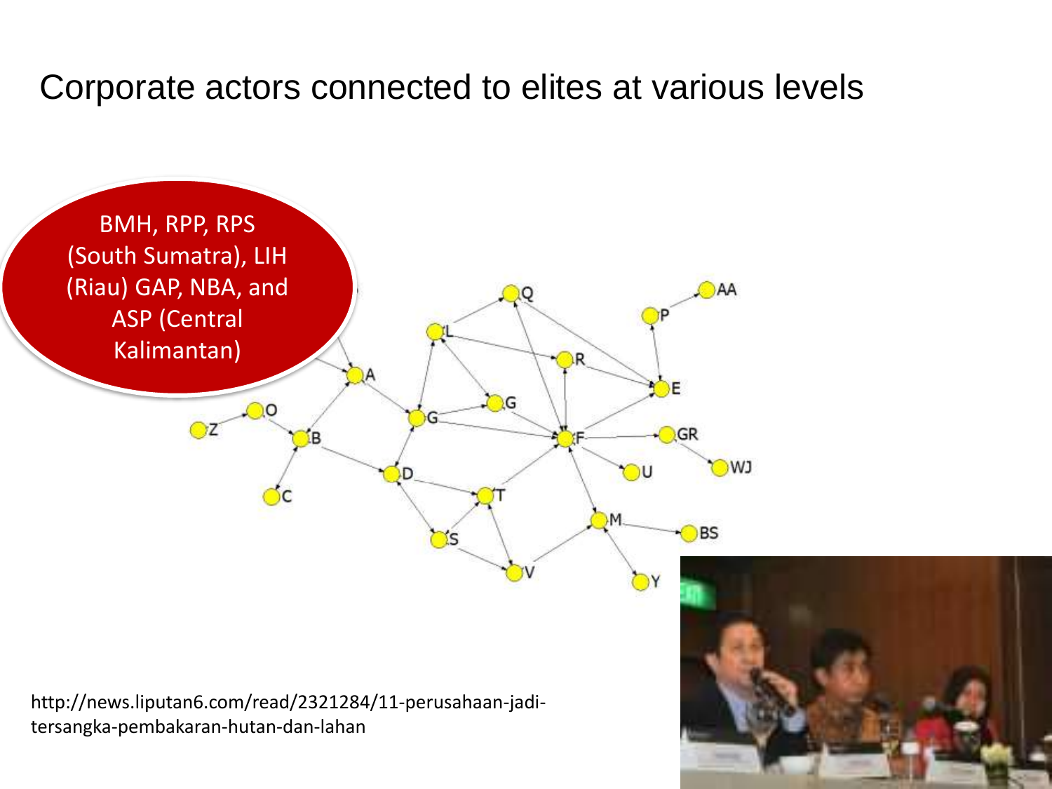# Corporate actors connected to elites at various levels

BMH, RPP, RPS (South Sumatra), LIH (Riau) GAP, NBA, and ASP (Central Kalimantan)

http://news.liputan6.com/read/2321284/11-perusahaan-jadi-tersangka-pembakaran-hutan-dan-lahan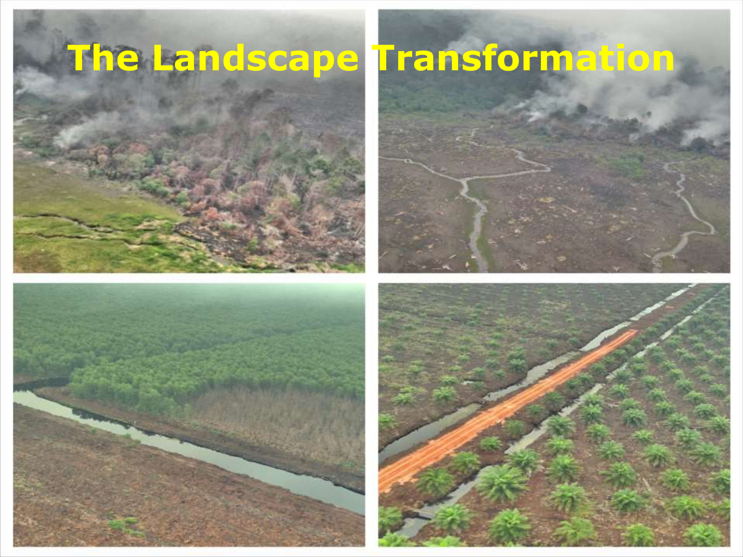# The Landscape Transformation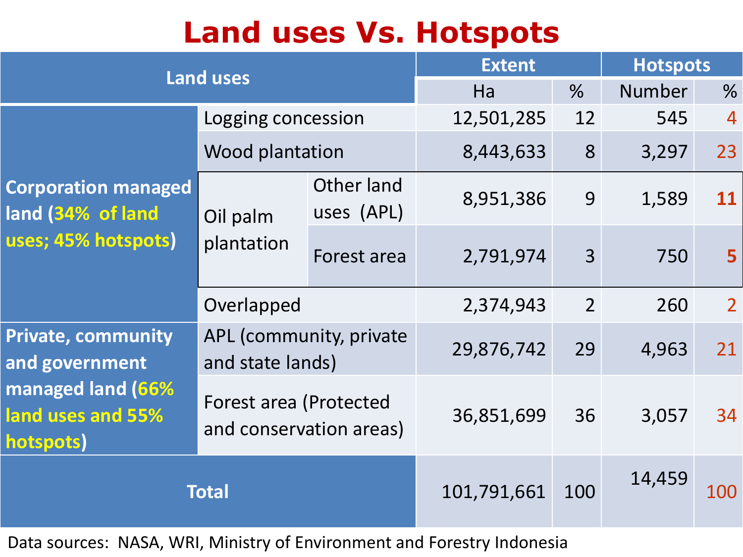# Land uses Vs. Hotspots

| Land uses | | | Extent | | Hotspots | |
|---|---|---|---|---|---|---|
| | | | Ha | % | Number | % |
| Corporation managed land (34% of land uses; 45% hotspots) | Logging concession | | 12,501,285 | 12 | 545 | 4 |
| | Wood plantation | | 8,443,633 | 8 | 3,297 | 23 |
| | Oil palm plantation | Other land uses (APL) | 8,951,386 | 9 | 1,589 | **11** |
| | | Forest area | 2,791,974 | 3 | 750 | **5** |
| | Overlapped | | 2,374,943 | 2 | 260 | 2 |
| Private, community and government managed land (66% land uses and 55% hotspots) | APL (community, private and state lands) | | 29,876,742 | 29 | 4,963 | 21 |
| | Forest area (Protected and conservation areas) | | 36,851,699 | 36 | 3,057 | 34 |
| **Total** | | | 101,791,661 | 100 | 14,459 | 100 |

Data sources: NASA, WRI, Ministry of Environment and Forestry Indonesia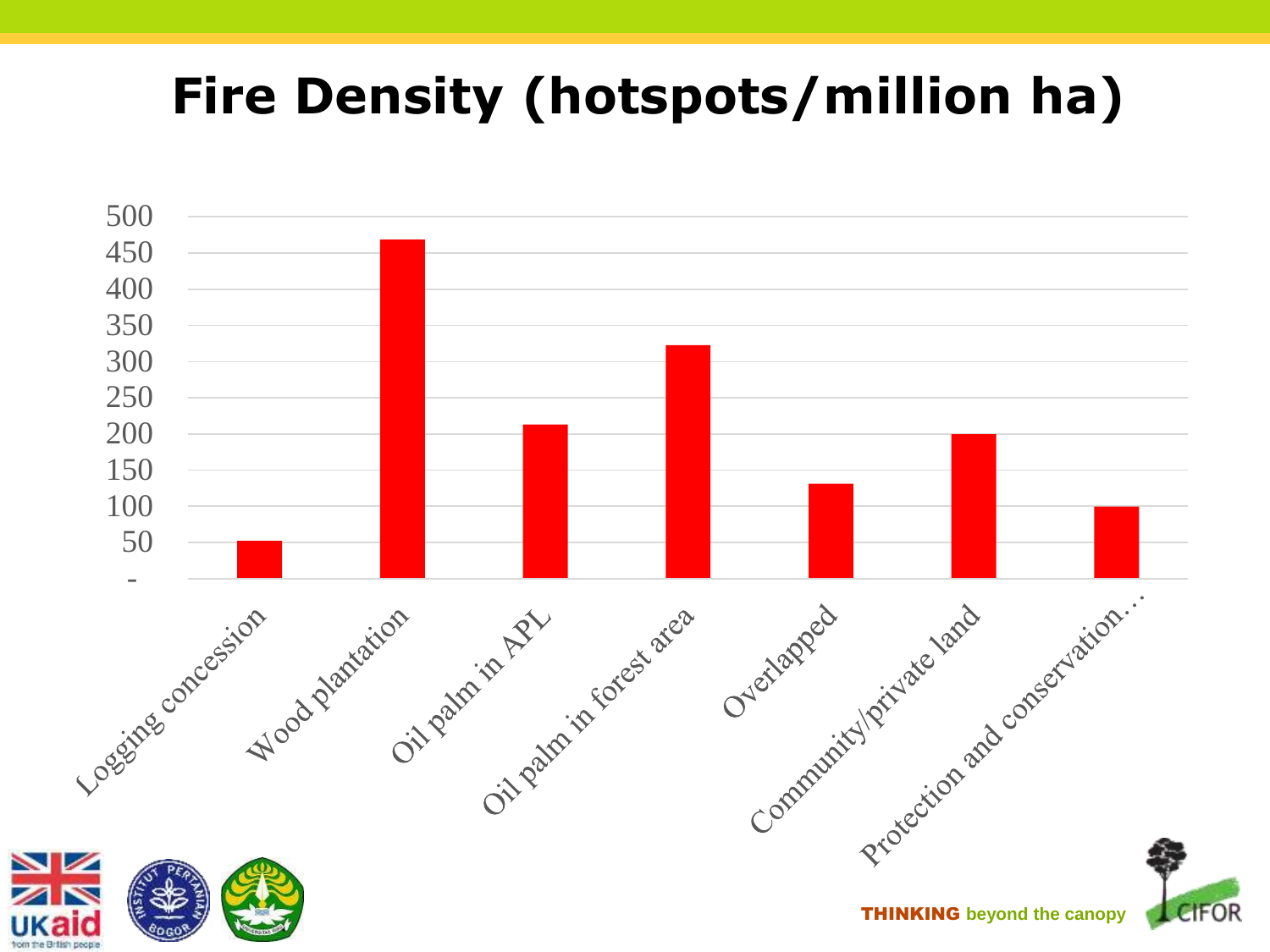# Fire Density (hotspots/million ha)

| Category | Fire Density (hotspots/million ha) |
|---|---|
| Logging concession | ~52 |
| Wood plantation | ~468 |
| Oil palm in APL | ~212 |
| Oil palm in forest area | ~322 |
| Overlapped | ~130 |
| Community/private land | ~199 |
| Protection and conservation… | ~99 |

THINKING beyond the canopy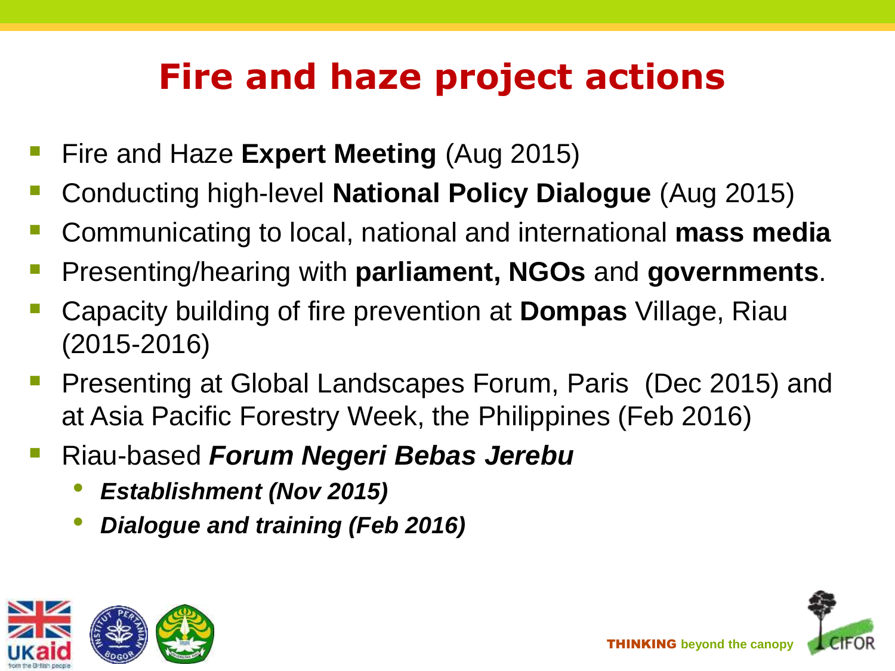# Fire and haze project actions

- Fire and Haze **Expert Meeting** (Aug 2015)
- Conducting high-level **National Policy Dialogue** (Aug 2015)
- Communicating to local, national and international **mass media**
- Presenting/hearing with **parliament, NGOs** and **governments**.
- Capacity building of fire prevention at **Dompas** Village, Riau (2015-2016)
- Presenting at Global Landscapes Forum, Paris (Dec 2015) and at Asia Pacific Forestry Week, the Philippines (Feb 2016)
- Riau-based ***Forum Negeri Bebas Jerebu***
  - ***Establishment (Nov 2015)***
  - ***Dialogue and training (Feb 2016)***

**THINKING** beyond the canopy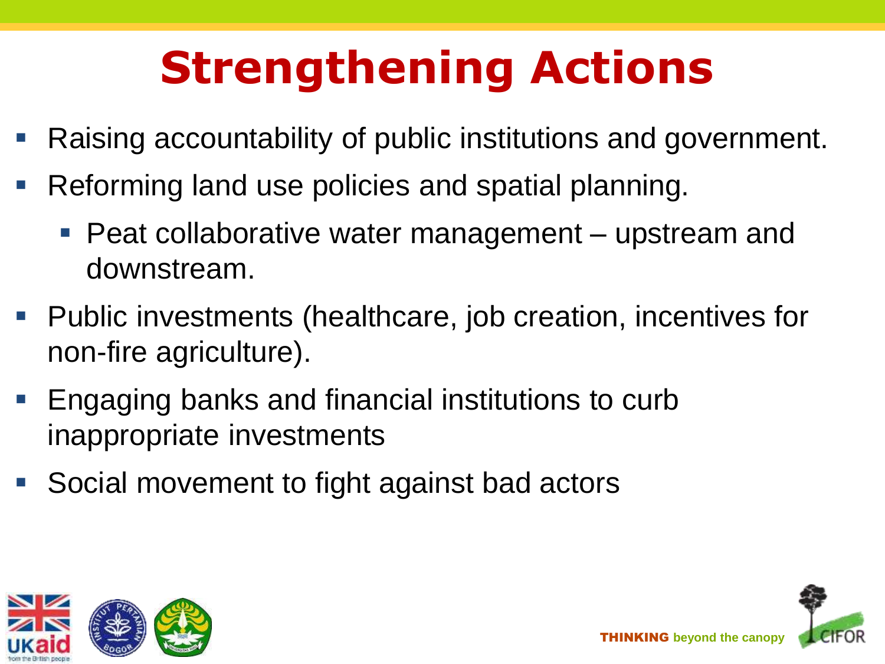# Strengthening Actions

- Raising accountability of public institutions and government.
- Reforming land use policies and spatial planning.
  - Peat collaborative water management – upstream and downstream.
- Public investments (healthcare, job creation, incentives for non-fire agriculture).
- Engaging banks and financial institutions to curb inappropriate investments
- Social movement to fight against bad actors